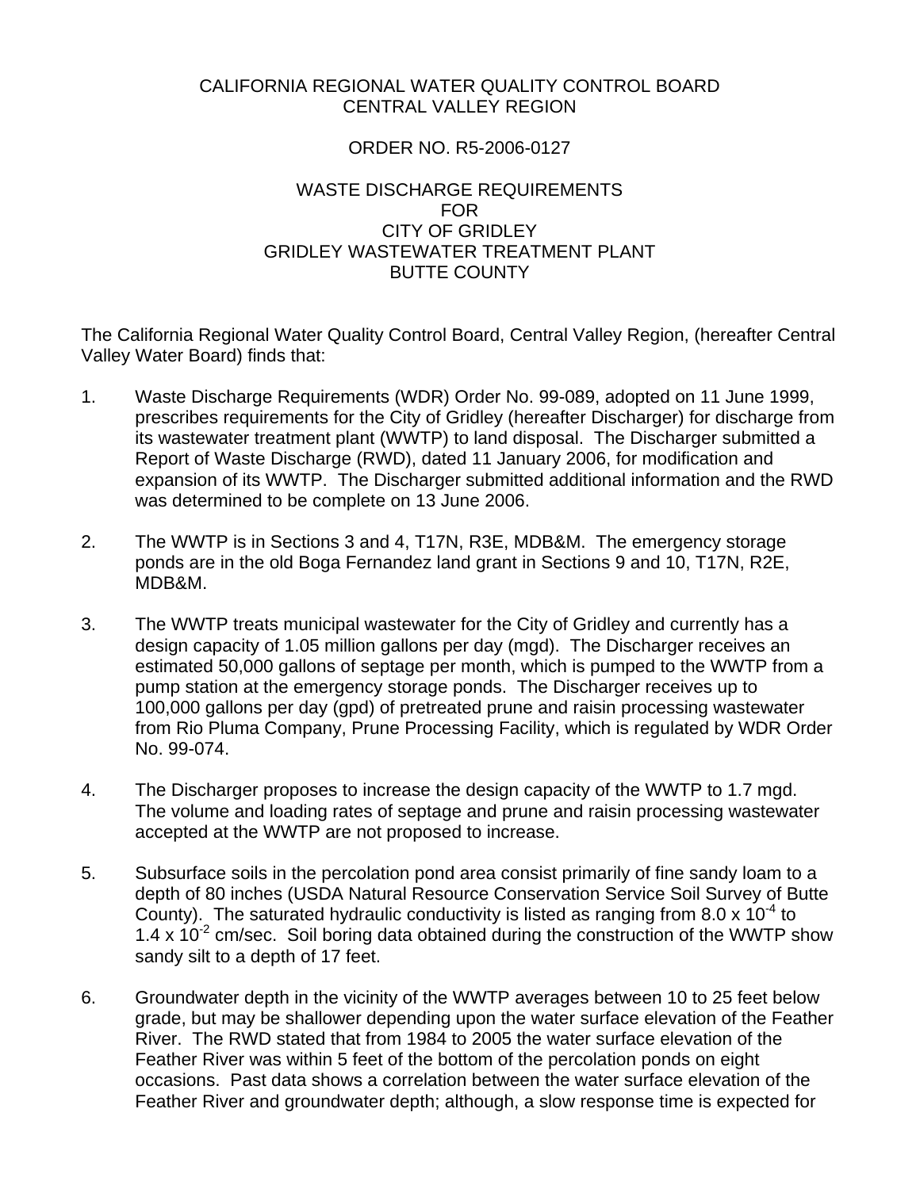CALIFORNIA REGIONAL WATER QUALITY CONTROL BOARD
CENTRAL VALLEY REGION

ORDER NO. R5-2006-0127

WASTE DISCHARGE REQUIREMENTS
FOR
CITY OF GRIDLEY
GRIDLEY WASTEWATER TREATMENT PLANT
BUTTE COUNTY

The California Regional Water Quality Control Board, Central Valley Region, (hereafter Central Valley Water Board) finds that:

1. Waste Discharge Requirements (WDR) Order No. 99-089, adopted on 11 June 1999, prescribes requirements for the City of Gridley (hereafter Discharger) for discharge from its wastewater treatment plant (WWTP) to land disposal. The Discharger submitted a Report of Waste Discharge (RWD), dated 11 January 2006, for modification and expansion of its WWTP. The Discharger submitted additional information and the RWD was determined to be complete on 13 June 2006.

2. The WWTP is in Sections 3 and 4, T17N, R3E, MDB&M. The emergency storage ponds are in the old Boga Fernandez land grant in Sections 9 and 10, T17N, R2E, MDB&M.

3. The WWTP treats municipal wastewater for the City of Gridley and currently has a design capacity of 1.05 million gallons per day (mgd). The Discharger receives an estimated 50,000 gallons of septage per month, which is pumped to the WWTP from a pump station at the emergency storage ponds. The Discharger receives up to 100,000 gallons per day (gpd) of pretreated prune and raisin processing wastewater from Rio Pluma Company, Prune Processing Facility, which is regulated by WDR Order No. 99-074.

4. The Discharger proposes to increase the design capacity of the WWTP to 1.7 mgd. The volume and loading rates of septage and prune and raisin processing wastewater accepted at the WWTP are not proposed to increase.

5. Subsurface soils in the percolation pond area consist primarily of fine sandy loam to a depth of 80 inches (USDA Natural Resource Conservation Service Soil Survey of Butte County). The saturated hydraulic conductivity is listed as ranging from $8.0 \times 10^{-4}$ to $1.4 \times 10^{-2}$ cm/sec. Soil boring data obtained during the construction of the WWTP show sandy silt to a depth of 17 feet.

6. Groundwater depth in the vicinity of the WWTP averages between 10 to 25 feet below grade, but may be shallower depending upon the water surface elevation of the Feather River. The RWD stated that from 1984 to 2005 the water surface elevation of the Feather River was within 5 feet of the bottom of the percolation ponds on eight occasions. Past data shows a correlation between the water surface elevation of the Feather River and groundwater depth; although, a slow response time is expected for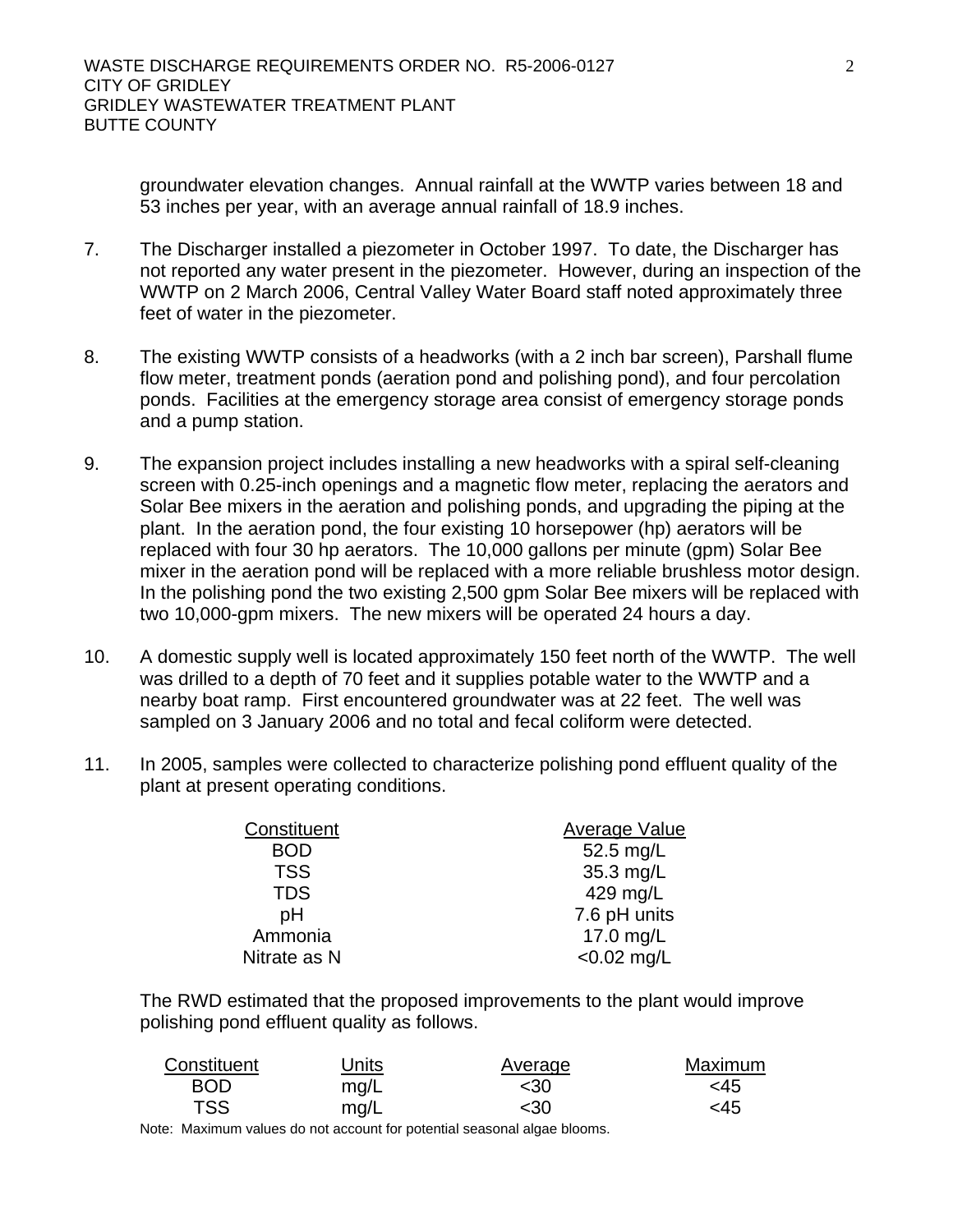groundwater elevation changes. Annual rainfall at the WWTP varies between 18 and 53 inches per year, with an average annual rainfall of 18.9 inches.

7. The Discharger installed a piezometer in October 1997. To date, the Discharger has not reported any water present in the piezometer. However, during an inspection of the WWTP on 2 March 2006, Central Valley Water Board staff noted approximately three feet of water in the piezometer.

8. The existing WWTP consists of a headworks (with a 2 inch bar screen), Parshall flume flow meter, treatment ponds (aeration pond and polishing pond), and four percolation ponds. Facilities at the emergency storage area consist of emergency storage ponds and a pump station.

9. The expansion project includes installing a new headworks with a spiral self-cleaning screen with 0.25-inch openings and a magnetic flow meter, replacing the aerators and Solar Bee mixers in the aeration and polishing ponds, and upgrading the piping at the plant. In the aeration pond, the four existing 10 horsepower (hp) aerators will be replaced with four 30 hp aerators. The 10,000 gallons per minute (gpm) Solar Bee mixer in the aeration pond will be replaced with a more reliable brushless motor design. In the polishing pond the two existing 2,500 gpm Solar Bee mixers will be replaced with two 10,000-gpm mixers. The new mixers will be operated 24 hours a day.

10. A domestic supply well is located approximately 150 feet north of the WWTP. The well was drilled to a depth of 70 feet and it supplies potable water to the WWTP and a nearby boat ramp. First encountered groundwater was at 22 feet. The well was sampled on 3 January 2006 and no total and fecal coliform were detected.

11. In 2005, samples were collected to characterize polishing pond effluent quality of the plant at present operating conditions.

| Constituent | Average Value |
|---|---|
| BOD | 52.5 mg/L |
| TSS | 35.3 mg/L |
| TDS | 429 mg/L |
| pH | 7.6 pH units |
| Ammonia | 17.0 mg/L |
| Nitrate as N | <0.02 mg/L |

The RWD estimated that the proposed improvements to the plant would improve polishing pond effluent quality as follows.

| Constituent | Units | Average | Maximum |
|---|---|---|---|
| BOD | mg/L | <30 | <45 |
| TSS | mg/L | <30 | <45 |

Note: Maximum values do not account for potential seasonal algae blooms.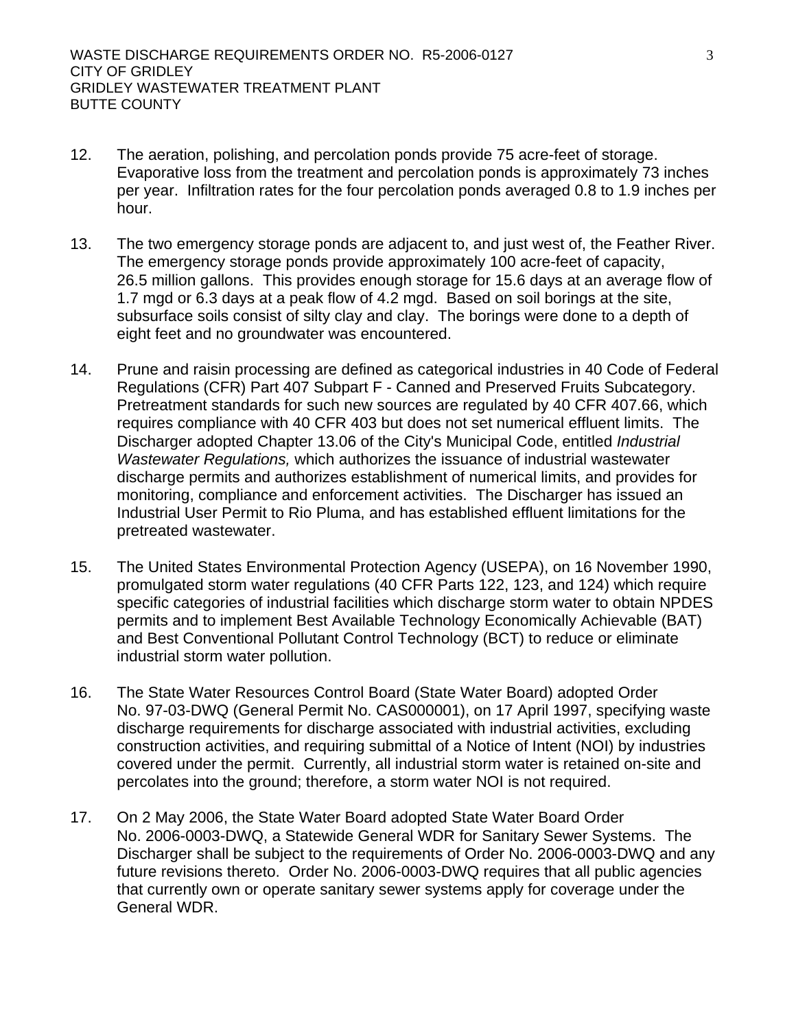12. The aeration, polishing, and percolation ponds provide 75 acre-feet of storage. Evaporative loss from the treatment and percolation ponds is approximately 73 inches per year. Infiltration rates for the four percolation ponds averaged 0.8 to 1.9 inches per hour.

13. The two emergency storage ponds are adjacent to, and just west of, the Feather River. The emergency storage ponds provide approximately 100 acre-feet of capacity, 26.5 million gallons. This provides enough storage for 15.6 days at an average flow of 1.7 mgd or 6.3 days at a peak flow of 4.2 mgd. Based on soil borings at the site, subsurface soils consist of silty clay and clay. The borings were done to a depth of eight feet and no groundwater was encountered.

14. Prune and raisin processing are defined as categorical industries in 40 Code of Federal Regulations (CFR) Part 407 Subpart F - Canned and Preserved Fruits Subcategory. Pretreatment standards for such new sources are regulated by 40 CFR 407.66, which requires compliance with 40 CFR 403 but does not set numerical effluent limits. The Discharger adopted Chapter 13.06 of the City's Municipal Code, entitled *Industrial Wastewater Regulations,* which authorizes the issuance of industrial wastewater discharge permits and authorizes establishment of numerical limits, and provides for monitoring, compliance and enforcement activities. The Discharger has issued an Industrial User Permit to Rio Pluma, and has established effluent limitations for the pretreated wastewater.

15. The United States Environmental Protection Agency (USEPA), on 16 November 1990, promulgated storm water regulations (40 CFR Parts 122, 123, and 124) which require specific categories of industrial facilities which discharge storm water to obtain NPDES permits and to implement Best Available Technology Economically Achievable (BAT) and Best Conventional Pollutant Control Technology (BCT) to reduce or eliminate industrial storm water pollution.

16. The State Water Resources Control Board (State Water Board) adopted Order No. 97-03-DWQ (General Permit No. CAS000001), on 17 April 1997, specifying waste discharge requirements for discharge associated with industrial activities, excluding construction activities, and requiring submittal of a Notice of Intent (NOI) by industries covered under the permit. Currently, all industrial storm water is retained on-site and percolates into the ground; therefore, a storm water NOI is not required.

17. On 2 May 2006, the State Water Board adopted State Water Board Order No. 2006-0003-DWQ, a Statewide General WDR for Sanitary Sewer Systems. The Discharger shall be subject to the requirements of Order No. 2006-0003-DWQ and any future revisions thereto. Order No. 2006-0003-DWQ requires that all public agencies that currently own or operate sanitary sewer systems apply for coverage under the General WDR.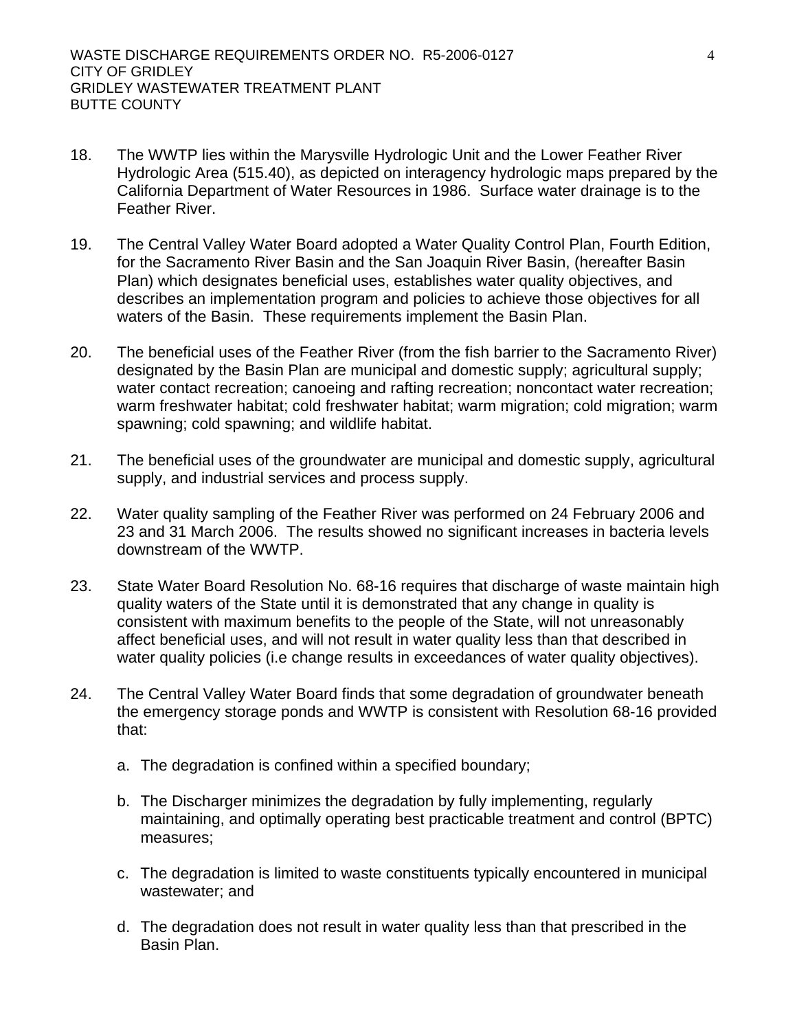18. The WWTP lies within the Marysville Hydrologic Unit and the Lower Feather River Hydrologic Area (515.40), as depicted on interagency hydrologic maps prepared by the California Department of Water Resources in 1986. Surface water drainage is to the Feather River.

19. The Central Valley Water Board adopted a Water Quality Control Plan, Fourth Edition, for the Sacramento River Basin and the San Joaquin River Basin, (hereafter Basin Plan) which designates beneficial uses, establishes water quality objectives, and describes an implementation program and policies to achieve those objectives for all waters of the Basin. These requirements implement the Basin Plan.

20. The beneficial uses of the Feather River (from the fish barrier to the Sacramento River) designated by the Basin Plan are municipal and domestic supply; agricultural supply; water contact recreation; canoeing and rafting recreation; noncontact water recreation; warm freshwater habitat; cold freshwater habitat; warm migration; cold migration; warm spawning; cold spawning; and wildlife habitat.

21. The beneficial uses of the groundwater are municipal and domestic supply, agricultural supply, and industrial services and process supply.

22. Water quality sampling of the Feather River was performed on 24 February 2006 and 23 and 31 March 2006. The results showed no significant increases in bacteria levels downstream of the WWTP.

23. State Water Board Resolution No. 68-16 requires that discharge of waste maintain high quality waters of the State until it is demonstrated that any change in quality is consistent with maximum benefits to the people of the State, will not unreasonably affect beneficial uses, and will not result in water quality less than that described in water quality policies (i.e change results in exceedances of water quality objectives).

24. The Central Valley Water Board finds that some degradation of groundwater beneath the emergency storage ponds and WWTP is consistent with Resolution 68-16 provided that:

    a. The degradation is confined within a specified boundary;

    b. The Discharger minimizes the degradation by fully implementing, regularly maintaining, and optimally operating best practicable treatment and control (BPTC) measures;

    c. The degradation is limited to waste constituents typically encountered in municipal wastewater; and

    d. The degradation does not result in water quality less than that prescribed in the Basin Plan.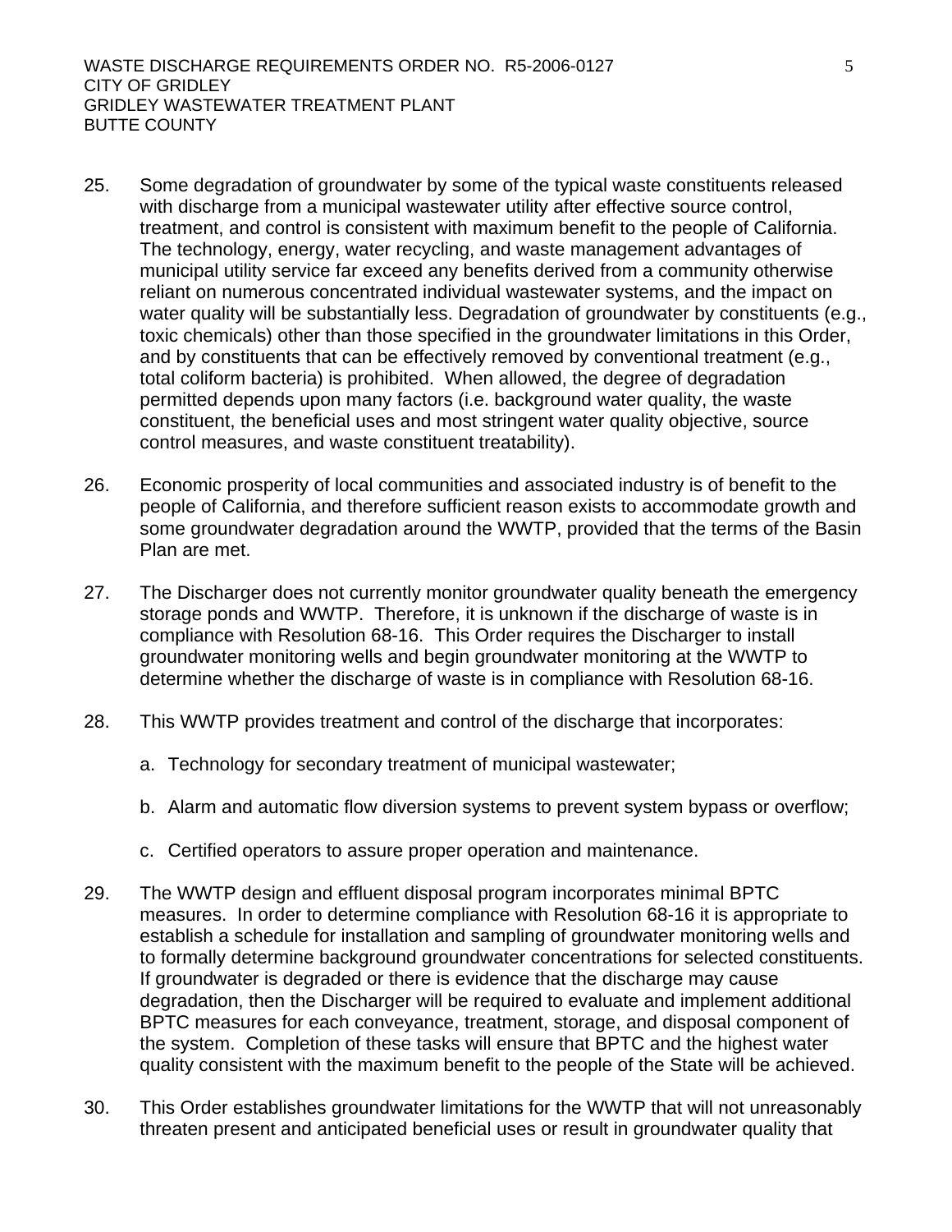25. Some degradation of groundwater by some of the typical waste constituents released with discharge from a municipal wastewater utility after effective source control, treatment, and control is consistent with maximum benefit to the people of California. The technology, energy, water recycling, and waste management advantages of municipal utility service far exceed any benefits derived from a community otherwise reliant on numerous concentrated individual wastewater systems, and the impact on water quality will be substantially less. Degradation of groundwater by constituents (e.g., toxic chemicals) other than those specified in the groundwater limitations in this Order, and by constituents that can be effectively removed by conventional treatment (e.g., total coliform bacteria) is prohibited. When allowed, the degree of degradation permitted depends upon many factors (i.e. background water quality, the waste constituent, the beneficial uses and most stringent water quality objective, source control measures, and waste constituent treatability).

26. Economic prosperity of local communities and associated industry is of benefit to the people of California, and therefore sufficient reason exists to accommodate growth and some groundwater degradation around the WWTP, provided that the terms of the Basin Plan are met.

27. The Discharger does not currently monitor groundwater quality beneath the emergency storage ponds and WWTP. Therefore, it is unknown if the discharge of waste is in compliance with Resolution 68-16. This Order requires the Discharger to install groundwater monitoring wells and begin groundwater monitoring at the WWTP to determine whether the discharge of waste is in compliance with Resolution 68-16.

28. This WWTP provides treatment and control of the discharge that incorporates:

    a. Technology for secondary treatment of municipal wastewater;

    b. Alarm and automatic flow diversion systems to prevent system bypass or overflow;

    c. Certified operators to assure proper operation and maintenance.

29. The WWTP design and effluent disposal program incorporates minimal BPTC measures. In order to determine compliance with Resolution 68-16 it is appropriate to establish a schedule for installation and sampling of groundwater monitoring wells and to formally determine background groundwater concentrations for selected constituents. If groundwater is degraded or there is evidence that the discharge may cause degradation, then the Discharger will be required to evaluate and implement additional BPTC measures for each conveyance, treatment, storage, and disposal component of the system. Completion of these tasks will ensure that BPTC and the highest water quality consistent with the maximum benefit to the people of the State will be achieved.

30. This Order establishes groundwater limitations for the WWTP that will not unreasonably threaten present and anticipated beneficial uses or result in groundwater quality that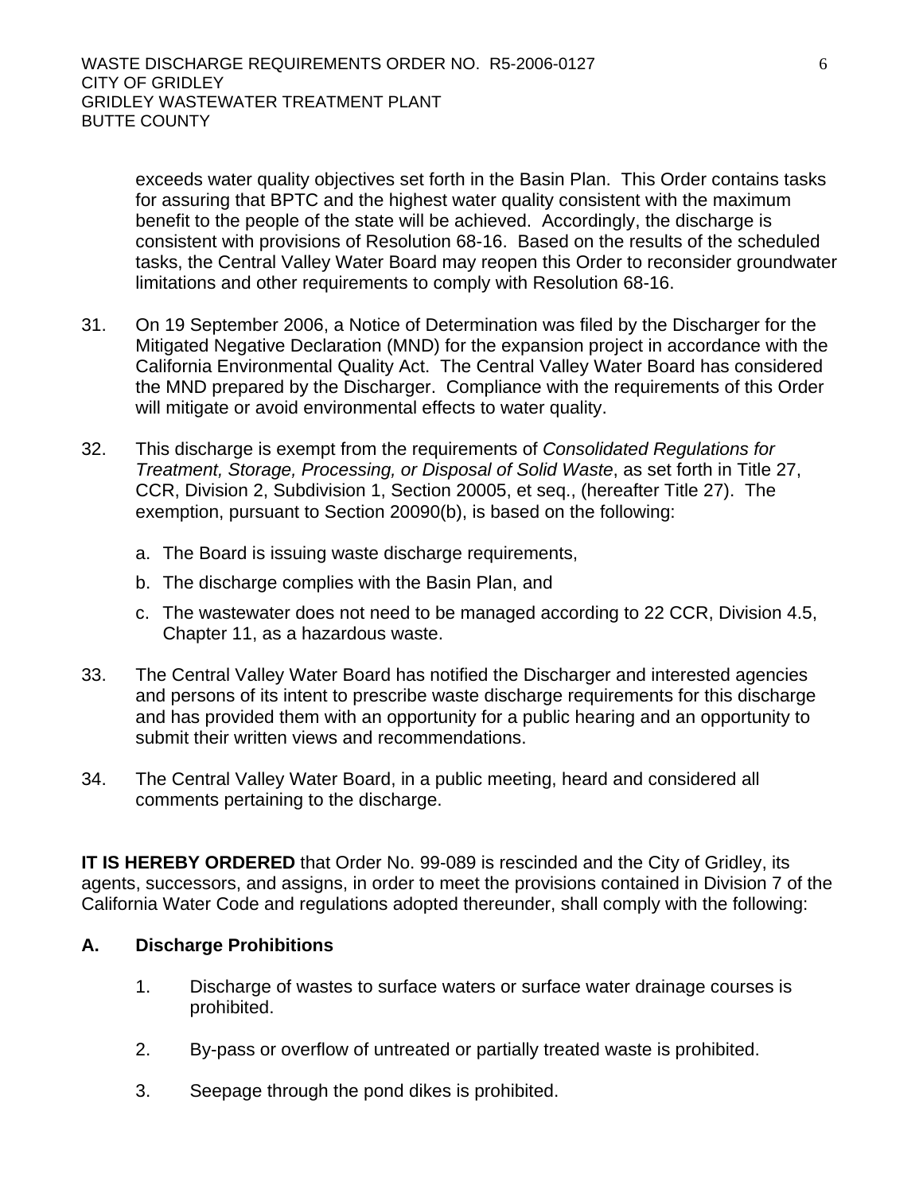exceeds water quality objectives set forth in the Basin Plan. This Order contains tasks for assuring that BPTC and the highest water quality consistent with the maximum benefit to the people of the state will be achieved. Accordingly, the discharge is consistent with provisions of Resolution 68-16. Based on the results of the scheduled tasks, the Central Valley Water Board may reopen this Order to reconsider groundwater limitations and other requirements to comply with Resolution 68-16.

31. On 19 September 2006, a Notice of Determination was filed by the Discharger for the Mitigated Negative Declaration (MND) for the expansion project in accordance with the California Environmental Quality Act. The Central Valley Water Board has considered the MND prepared by the Discharger. Compliance with the requirements of this Order will mitigate or avoid environmental effects to water quality.

32. This discharge is exempt from the requirements of *Consolidated Regulations for Treatment, Storage, Processing, or Disposal of Solid Waste*, as set forth in Title 27, CCR, Division 2, Subdivision 1, Section 20005, et seq., (hereafter Title 27). The exemption, pursuant to Section 20090(b), is based on the following:

    a. The Board is issuing waste discharge requirements,

    b. The discharge complies with the Basin Plan, and

    c. The wastewater does not need to be managed according to 22 CCR, Division 4.5, Chapter 11, as a hazardous waste.

33. The Central Valley Water Board has notified the Discharger and interested agencies and persons of its intent to prescribe waste discharge requirements for this discharge and has provided them with an opportunity for a public hearing and an opportunity to submit their written views and recommendations.

34. The Central Valley Water Board, in a public meeting, heard and considered all comments pertaining to the discharge.

**IT IS HEREBY ORDERED** that Order No. 99-089 is rescinded and the City of Gridley, its agents, successors, and assigns, in order to meet the provisions contained in Division 7 of the California Water Code and regulations adopted thereunder, shall comply with the following:

## A. Discharge Prohibitions

1. Discharge of wastes to surface waters or surface water drainage courses is prohibited.

2. By-pass or overflow of untreated or partially treated waste is prohibited.

3. Seepage through the pond dikes is prohibited.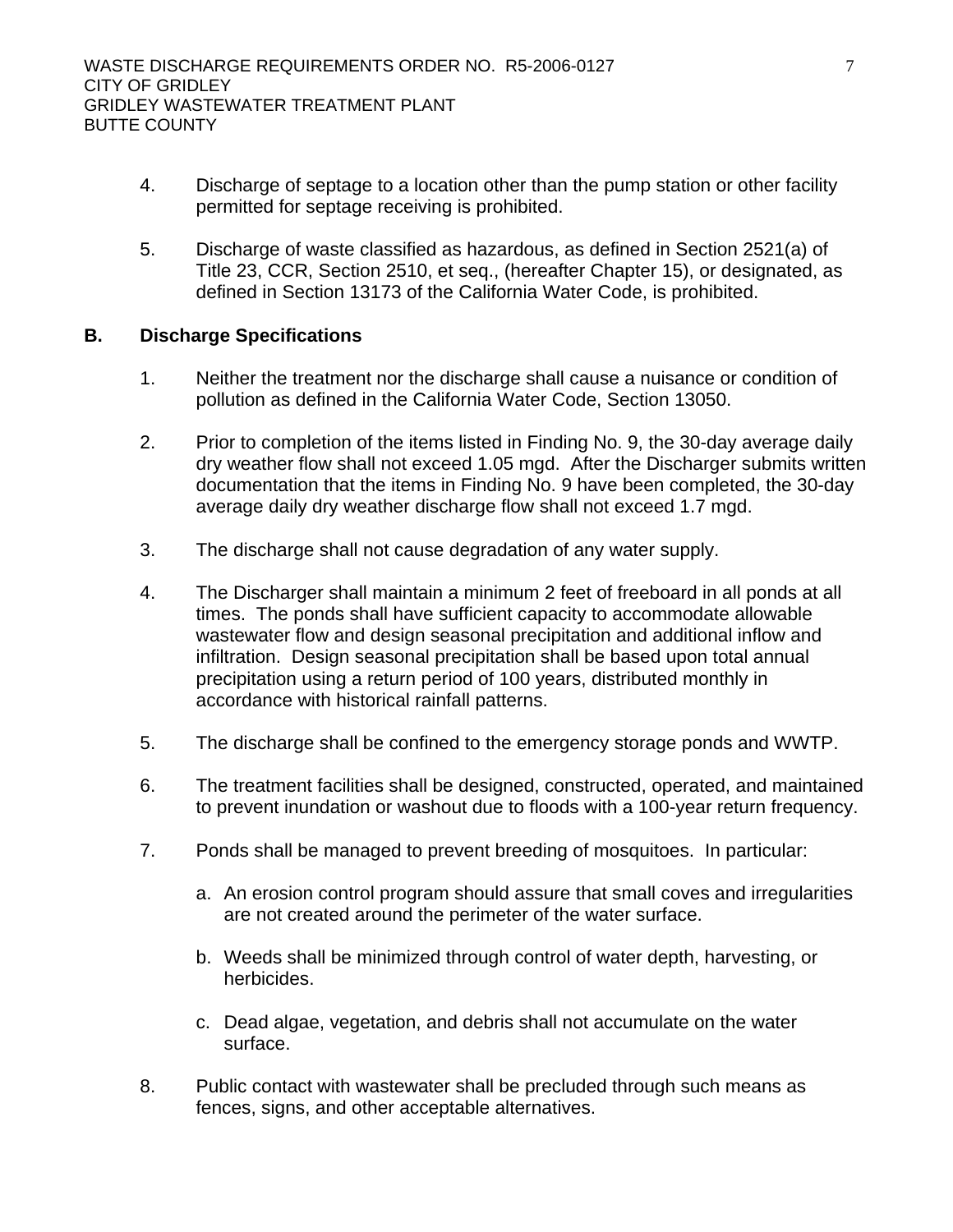4. Discharge of septage to a location other than the pump station or other facility permitted for septage receiving is prohibited.

5. Discharge of waste classified as hazardous, as defined in Section 2521(a) of Title 23, CCR, Section 2510, et seq., (hereafter Chapter 15), or designated, as defined in Section 13173 of the California Water Code, is prohibited.

## B. Discharge Specifications

1. Neither the treatment nor the discharge shall cause a nuisance or condition of pollution as defined in the California Water Code, Section 13050.

2. Prior to completion of the items listed in Finding No. 9, the 30-day average daily dry weather flow shall not exceed 1.05 mgd. After the Discharger submits written documentation that the items in Finding No. 9 have been completed, the 30-day average daily dry weather discharge flow shall not exceed 1.7 mgd.

3. The discharge shall not cause degradation of any water supply.

4. The Discharger shall maintain a minimum 2 feet of freeboard in all ponds at all times. The ponds shall have sufficient capacity to accommodate allowable wastewater flow and design seasonal precipitation and additional inflow and infiltration. Design seasonal precipitation shall be based upon total annual precipitation using a return period of 100 years, distributed monthly in accordance with historical rainfall patterns.

5. The discharge shall be confined to the emergency storage ponds and WWTP.

6. The treatment facilities shall be designed, constructed, operated, and maintained to prevent inundation or washout due to floods with a 100-year return frequency.

7. Ponds shall be managed to prevent breeding of mosquitoes. In particular:

   a. An erosion control program should assure that small coves and irregularities are not created around the perimeter of the water surface.

   b. Weeds shall be minimized through control of water depth, harvesting, or herbicides.

   c. Dead algae, vegetation, and debris shall not accumulate on the water surface.

8. Public contact with wastewater shall be precluded through such means as fences, signs, and other acceptable alternatives.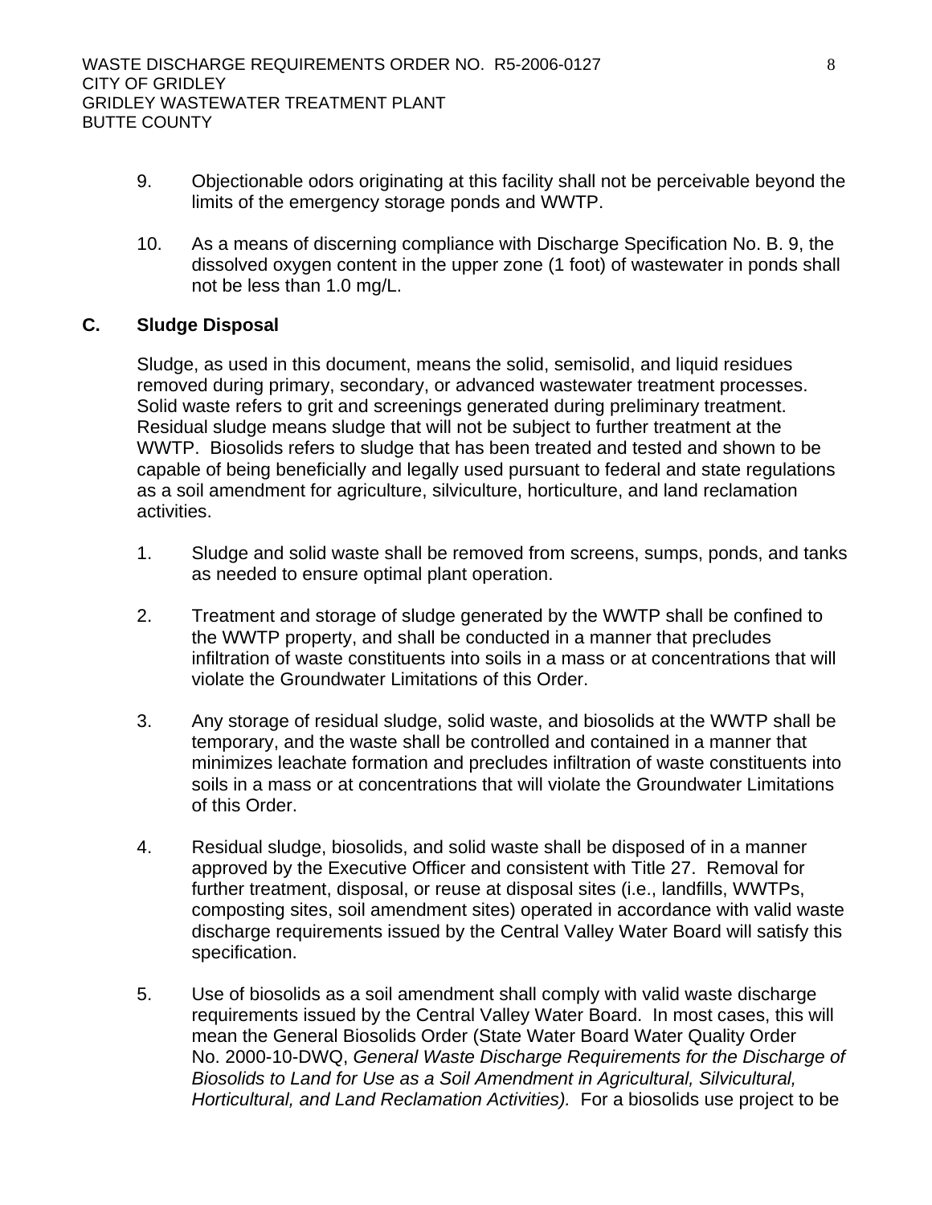9. Objectionable odors originating at this facility shall not be perceivable beyond the limits of the emergency storage ponds and WWTP.

10. As a means of discerning compliance with Discharge Specification No. B. 9, the dissolved oxygen content in the upper zone (1 foot) of wastewater in ponds shall not be less than 1.0 mg/L.

## C. Sludge Disposal

Sludge, as used in this document, means the solid, semisolid, and liquid residues removed during primary, secondary, or advanced wastewater treatment processes. Solid waste refers to grit and screenings generated during preliminary treatment. Residual sludge means sludge that will not be subject to further treatment at the WWTP. Biosolids refers to sludge that has been treated and tested and shown to be capable of being beneficially and legally used pursuant to federal and state regulations as a soil amendment for agriculture, silviculture, horticulture, and land reclamation activities.

1. Sludge and solid waste shall be removed from screens, sumps, ponds, and tanks as needed to ensure optimal plant operation.

2. Treatment and storage of sludge generated by the WWTP shall be confined to the WWTP property, and shall be conducted in a manner that precludes infiltration of waste constituents into soils in a mass or at concentrations that will violate the Groundwater Limitations of this Order.

3. Any storage of residual sludge, solid waste, and biosolids at the WWTP shall be temporary, and the waste shall be controlled and contained in a manner that minimizes leachate formation and precludes infiltration of waste constituents into soils in a mass or at concentrations that will violate the Groundwater Limitations of this Order.

4. Residual sludge, biosolids, and solid waste shall be disposed of in a manner approved by the Executive Officer and consistent with Title 27. Removal for further treatment, disposal, or reuse at disposal sites (i.e., landfills, WWTPs, composting sites, soil amendment sites) operated in accordance with valid waste discharge requirements issued by the Central Valley Water Board will satisfy this specification.

5. Use of biosolids as a soil amendment shall comply with valid waste discharge requirements issued by the Central Valley Water Board. In most cases, this will mean the General Biosolids Order (State Water Board Water Quality Order No. 2000-10-DWQ, *General Waste Discharge Requirements for the Discharge of Biosolids to Land for Use as a Soil Amendment in Agricultural, Silvicultural, Horticultural, and Land Reclamation Activities).* For a biosolids use project to be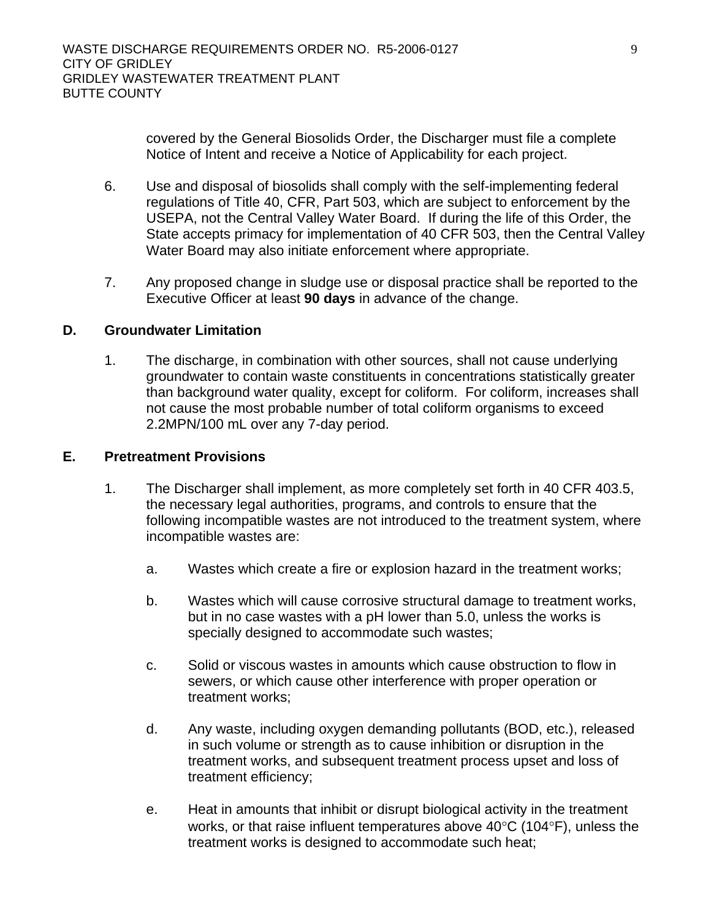covered by the General Biosolids Order, the Discharger must file a complete Notice of Intent and receive a Notice of Applicability for each project.

6. Use and disposal of biosolids shall comply with the self-implementing federal regulations of Title 40, CFR, Part 503, which are subject to enforcement by the USEPA, not the Central Valley Water Board. If during the life of this Order, the State accepts primacy for implementation of 40 CFR 503, then the Central Valley Water Board may also initiate enforcement where appropriate.

7. Any proposed change in sludge use or disposal practice shall be reported to the Executive Officer at least **90 days** in advance of the change.

**D. Groundwater Limitation**

1. The discharge, in combination with other sources, shall not cause underlying groundwater to contain waste constituents in concentrations statistically greater than background water quality, except for coliform. For coliform, increases shall not cause the most probable number of total coliform organisms to exceed 2.2MPN/100 mL over any 7-day period.

**E. Pretreatment Provisions**

1. The Discharger shall implement, as more completely set forth in 40 CFR 403.5, the necessary legal authorities, programs, and controls to ensure that the following incompatible wastes are not introduced to the treatment system, where incompatible wastes are:

   a. Wastes which create a fire or explosion hazard in the treatment works;

   b. Wastes which will cause corrosive structural damage to treatment works, but in no case wastes with a pH lower than 5.0, unless the works is specially designed to accommodate such wastes;

   c. Solid or viscous wastes in amounts which cause obstruction to flow in sewers, or which cause other interference with proper operation or treatment works;

   d. Any waste, including oxygen demanding pollutants (BOD, etc.), released in such volume or strength as to cause inhibition or disruption in the treatment works, and subsequent treatment process upset and loss of treatment efficiency;

   e. Heat in amounts that inhibit or disrupt biological activity in the treatment works, or that raise influent temperatures above 40°C (104°F), unless the treatment works is designed to accommodate such heat;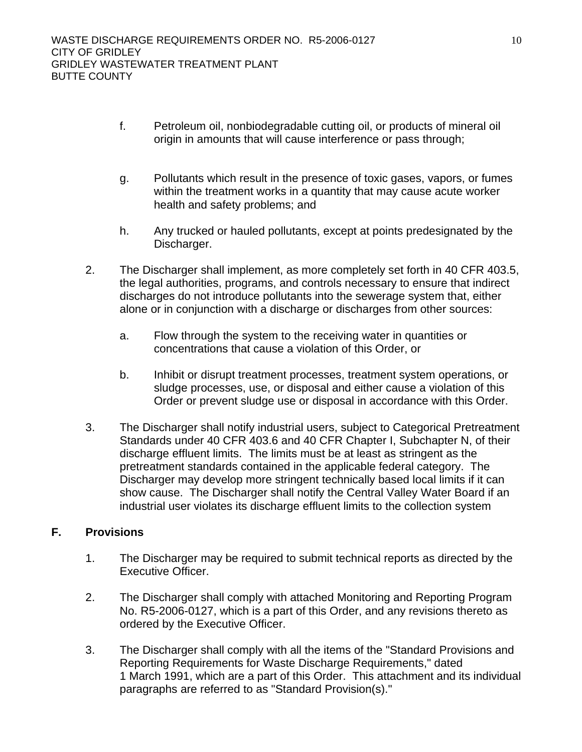f. Petroleum oil, nonbiodegradable cutting oil, or products of mineral oil origin in amounts that will cause interference or pass through;

g. Pollutants which result in the presence of toxic gases, vapors, or fumes within the treatment works in a quantity that may cause acute worker health and safety problems; and

h. Any trucked or hauled pollutants, except at points predesignated by the Discharger.

2. The Discharger shall implement, as more completely set forth in 40 CFR 403.5, the legal authorities, programs, and controls necessary to ensure that indirect discharges do not introduce pollutants into the sewerage system that, either alone or in conjunction with a discharge or discharges from other sources:

   a. Flow through the system to the receiving water in quantities or concentrations that cause a violation of this Order, or

   b. Inhibit or disrupt treatment processes, treatment system operations, or sludge processes, use, or disposal and either cause a violation of this Order or prevent sludge use or disposal in accordance with this Order.

3. The Discharger shall notify industrial users, subject to Categorical Pretreatment Standards under 40 CFR 403.6 and 40 CFR Chapter I, Subchapter N, of their discharge effluent limits. The limits must be at least as stringent as the pretreatment standards contained in the applicable federal category. The Discharger may develop more stringent technically based local limits if it can show cause. The Discharger shall notify the Central Valley Water Board if an industrial user violates its discharge effluent limits to the collection system

## F. Provisions

1. The Discharger may be required to submit technical reports as directed by the Executive Officer.

2. The Discharger shall comply with attached Monitoring and Reporting Program No. R5-2006-0127, which is a part of this Order, and any revisions thereto as ordered by the Executive Officer.

3. The Discharger shall comply with all the items of the "Standard Provisions and Reporting Requirements for Waste Discharge Requirements," dated 1 March 1991, which are a part of this Order. This attachment and its individual paragraphs are referred to as "Standard Provision(s)."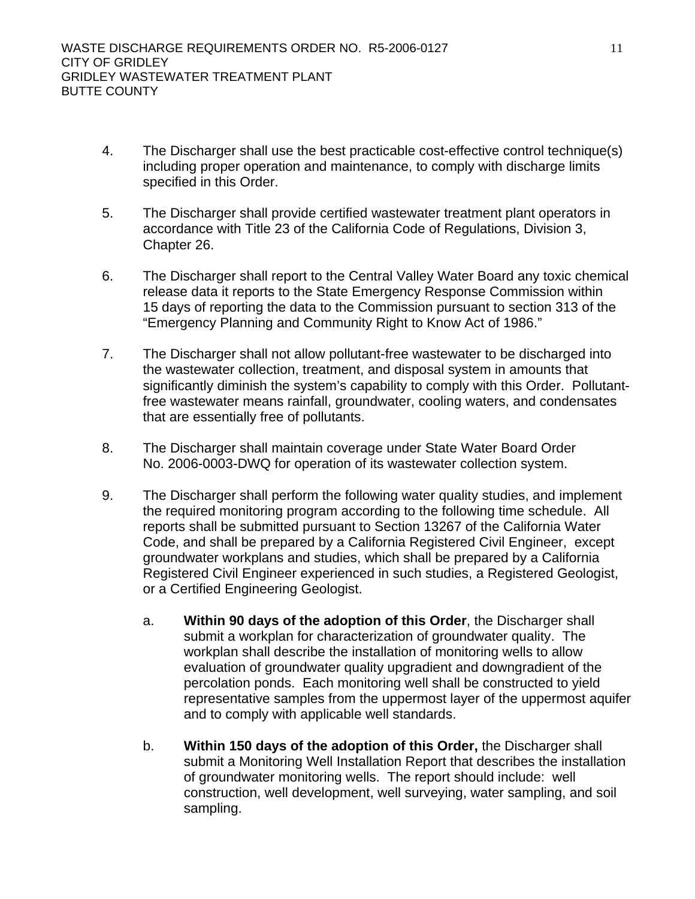4. The Discharger shall use the best practicable cost-effective control technique(s) including proper operation and maintenance, to comply with discharge limits specified in this Order.

5. The Discharger shall provide certified wastewater treatment plant operators in accordance with Title 23 of the California Code of Regulations, Division 3, Chapter 26.

6. The Discharger shall report to the Central Valley Water Board any toxic chemical release data it reports to the State Emergency Response Commission within 15 days of reporting the data to the Commission pursuant to section 313 of the "Emergency Planning and Community Right to Know Act of 1986."

7. The Discharger shall not allow pollutant-free wastewater to be discharged into the wastewater collection, treatment, and disposal system in amounts that significantly diminish the system's capability to comply with this Order. Pollutant-free wastewater means rainfall, groundwater, cooling waters, and condensates that are essentially free of pollutants.

8. The Discharger shall maintain coverage under State Water Board Order No. 2006-0003-DWQ for operation of its wastewater collection system.

9. The Discharger shall perform the following water quality studies, and implement the required monitoring program according to the following time schedule. All reports shall be submitted pursuant to Section 13267 of the California Water Code, and shall be prepared by a California Registered Civil Engineer, except groundwater workplans and studies, which shall be prepared by a California Registered Civil Engineer experienced in such studies, a Registered Geologist, or a Certified Engineering Geologist.

   a. **Within 90 days of the adoption of this Order**, the Discharger shall submit a workplan for characterization of groundwater quality. The workplan shall describe the installation of monitoring wells to allow evaluation of groundwater quality upgradient and downgradient of the percolation ponds. Each monitoring well shall be constructed to yield representative samples from the uppermost layer of the uppermost aquifer and to comply with applicable well standards.

   b. **Within 150 days of the adoption of this Order,** the Discharger shall submit a Monitoring Well Installation Report that describes the installation of groundwater monitoring wells. The report should include: well construction, well development, well surveying, water sampling, and soil sampling.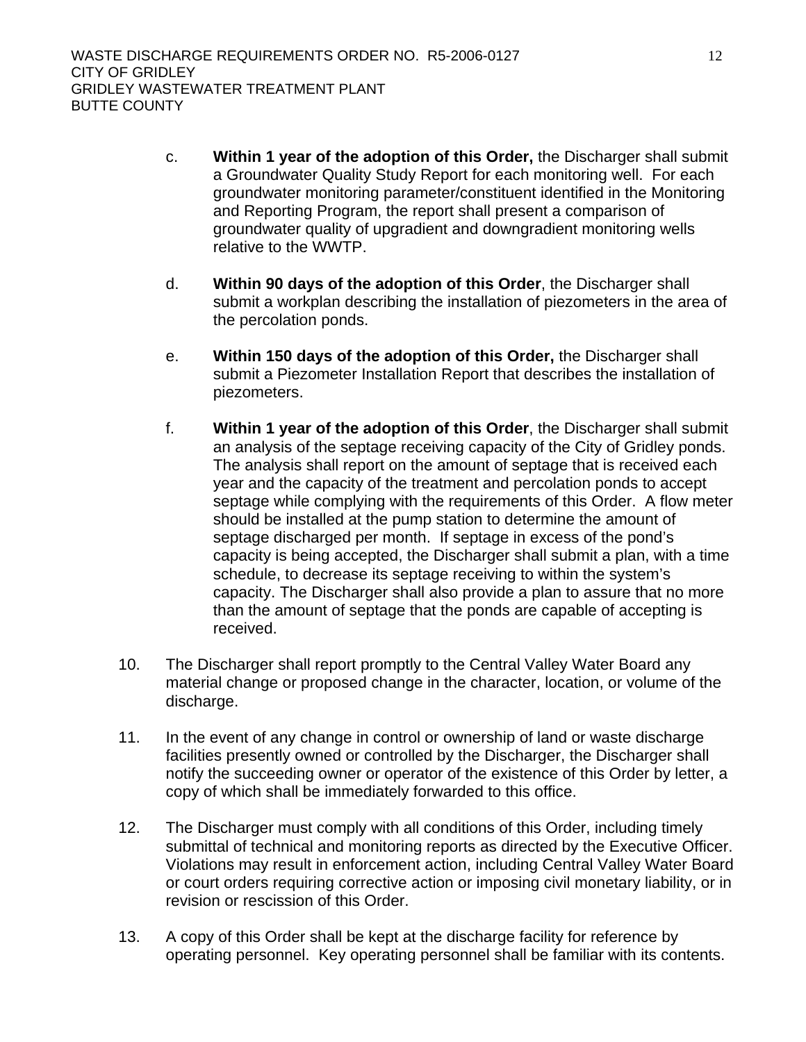c. **Within 1 year of the adoption of this Order,** the Discharger shall submit a Groundwater Quality Study Report for each monitoring well. For each groundwater monitoring parameter/constituent identified in the Monitoring and Reporting Program, the report shall present a comparison of groundwater quality of upgradient and downgradient monitoring wells relative to the WWTP.

d. **Within 90 days of the adoption of this Order**, the Discharger shall submit a workplan describing the installation of piezometers in the area of the percolation ponds.

e. **Within 150 days of the adoption of this Order,** the Discharger shall submit a Piezometer Installation Report that describes the installation of piezometers.

f. **Within 1 year of the adoption of this Order**, the Discharger shall submit an analysis of the septage receiving capacity of the City of Gridley ponds. The analysis shall report on the amount of septage that is received each year and the capacity of the treatment and percolation ponds to accept septage while complying with the requirements of this Order. A flow meter should be installed at the pump station to determine the amount of septage discharged per month. If septage in excess of the pond's capacity is being accepted, the Discharger shall submit a plan, with a time schedule, to decrease its septage receiving to within the system's capacity. The Discharger shall also provide a plan to assure that no more than the amount of septage that the ponds are capable of accepting is received.

10. The Discharger shall report promptly to the Central Valley Water Board any material change or proposed change in the character, location, or volume of the discharge.

11. In the event of any change in control or ownership of land or waste discharge facilities presently owned or controlled by the Discharger, the Discharger shall notify the succeeding owner or operator of the existence of this Order by letter, a copy of which shall be immediately forwarded to this office.

12. The Discharger must comply with all conditions of this Order, including timely submittal of technical and monitoring reports as directed by the Executive Officer. Violations may result in enforcement action, including Central Valley Water Board or court orders requiring corrective action or imposing civil monetary liability, or in revision or rescission of this Order.

13. A copy of this Order shall be kept at the discharge facility for reference by operating personnel. Key operating personnel shall be familiar with its contents.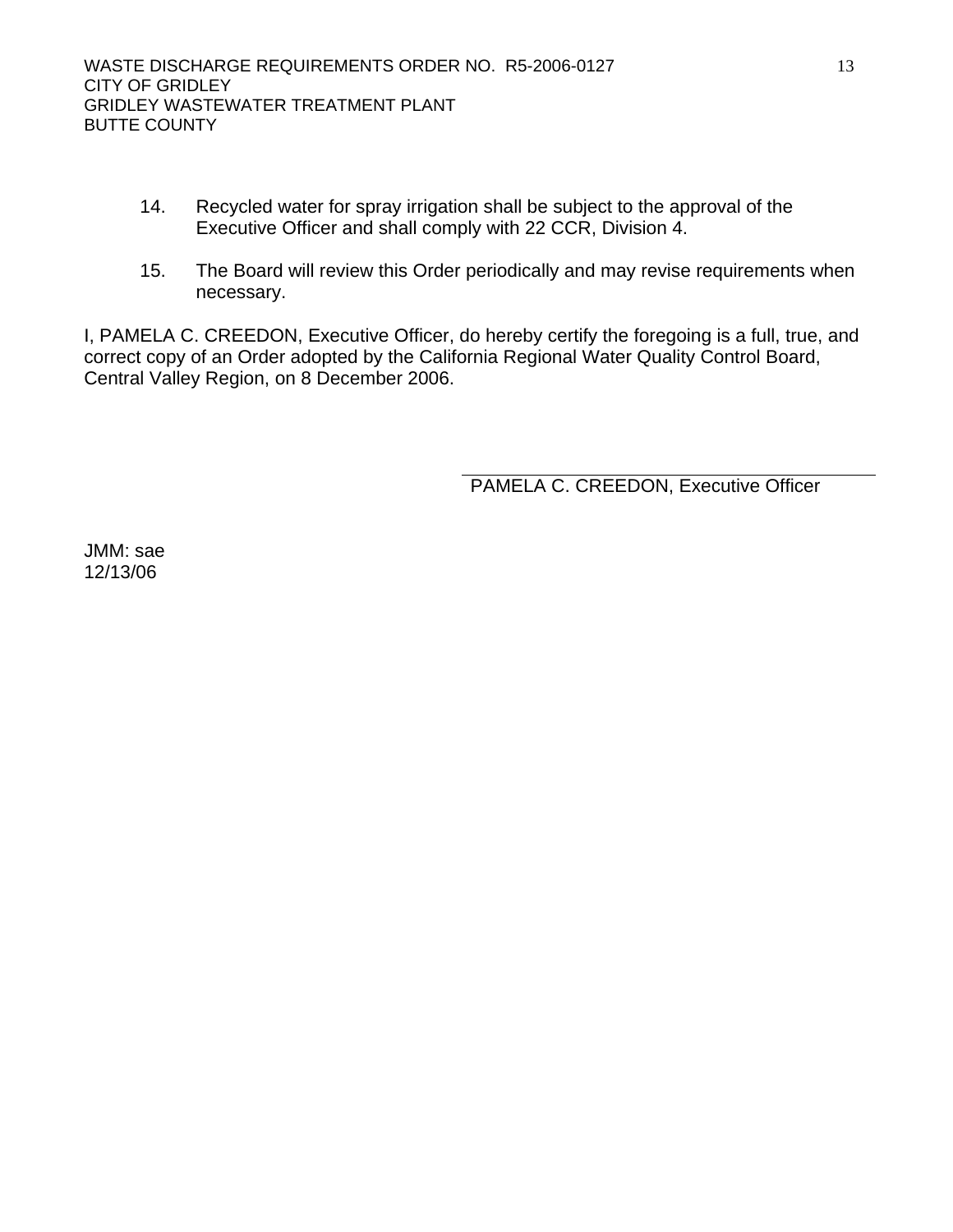14. Recycled water for spray irrigation shall be subject to the approval of the Executive Officer and shall comply with 22 CCR, Division 4.

15. The Board will review this Order periodically and may revise requirements when necessary.

I, PAMELA C. CREEDON, Executive Officer, do hereby certify the foregoing is a full, true, and correct copy of an Order adopted by the California Regional Water Quality Control Board, Central Valley Region, on 8 December 2006.

PAMELA C. CREEDON, Executive Officer

JMM: sae
12/13/06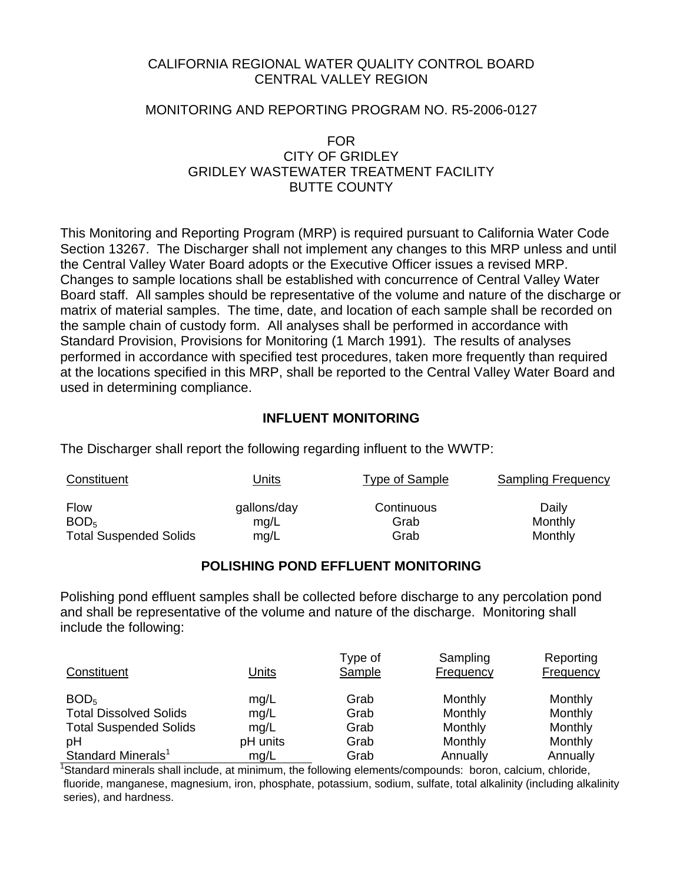CALIFORNIA REGIONAL WATER QUALITY CONTROL BOARD
CENTRAL VALLEY REGION

MONITORING AND REPORTING PROGRAM NO. R5-2006-0127

FOR
CITY OF GRIDLEY
GRIDLEY WASTEWATER TREATMENT FACILITY
BUTTE COUNTY

This Monitoring and Reporting Program (MRP) is required pursuant to California Water Code Section 13267. The Discharger shall not implement any changes to this MRP unless and until the Central Valley Water Board adopts or the Executive Officer issues a revised MRP. Changes to sample locations shall be established with concurrence of Central Valley Water Board staff. All samples should be representative of the volume and nature of the discharge or matrix of material samples. The time, date, and location of each sample shall be recorded on the sample chain of custody form. All analyses shall be performed in accordance with Standard Provision, Provisions for Monitoring (1 March 1991). The results of analyses performed in accordance with specified test procedures, taken more frequently than required at the locations specified in this MRP, shall be reported to the Central Valley Water Board and used in determining compliance.

## INFLUENT MONITORING

The Discharger shall report the following regarding influent to the WWTP:

| Constituent | Units | Type of Sample | Sampling Frequency |
|---|---|---|---|
| Flow | gallons/day | Continuous | Daily |
| $BOD_5$ | mg/L | Grab | Monthly |
| Total Suspended Solids | mg/L | Grab | Monthly |

## POLISHING POND EFFLUENT MONITORING

Polishing pond effluent samples shall be collected before discharge to any percolation pond and shall be representative of the volume and nature of the discharge. Monitoring shall include the following:

| Constituent | Units | Type of Sample | Sampling Frequency | Reporting Frequency |
|---|---|---|---|---|
| $BOD_5$ | mg/L | Grab | Monthly | Monthly |
| Total Dissolved Solids | mg/L | Grab | Monthly | Monthly |
| Total Suspended Solids | mg/L | Grab | Monthly | Monthly |
| pH | pH units | Grab | Monthly | Monthly |
| Standard Minerals[1] | mg/L | Grab | Annually | Annually |

[1]Standard minerals shall include, at minimum, the following elements/compounds: boron, calcium, chloride, fluoride, manganese, magnesium, iron, phosphate, potassium, sodium, sulfate, total alkalinity (including alkalinity series), and hardness.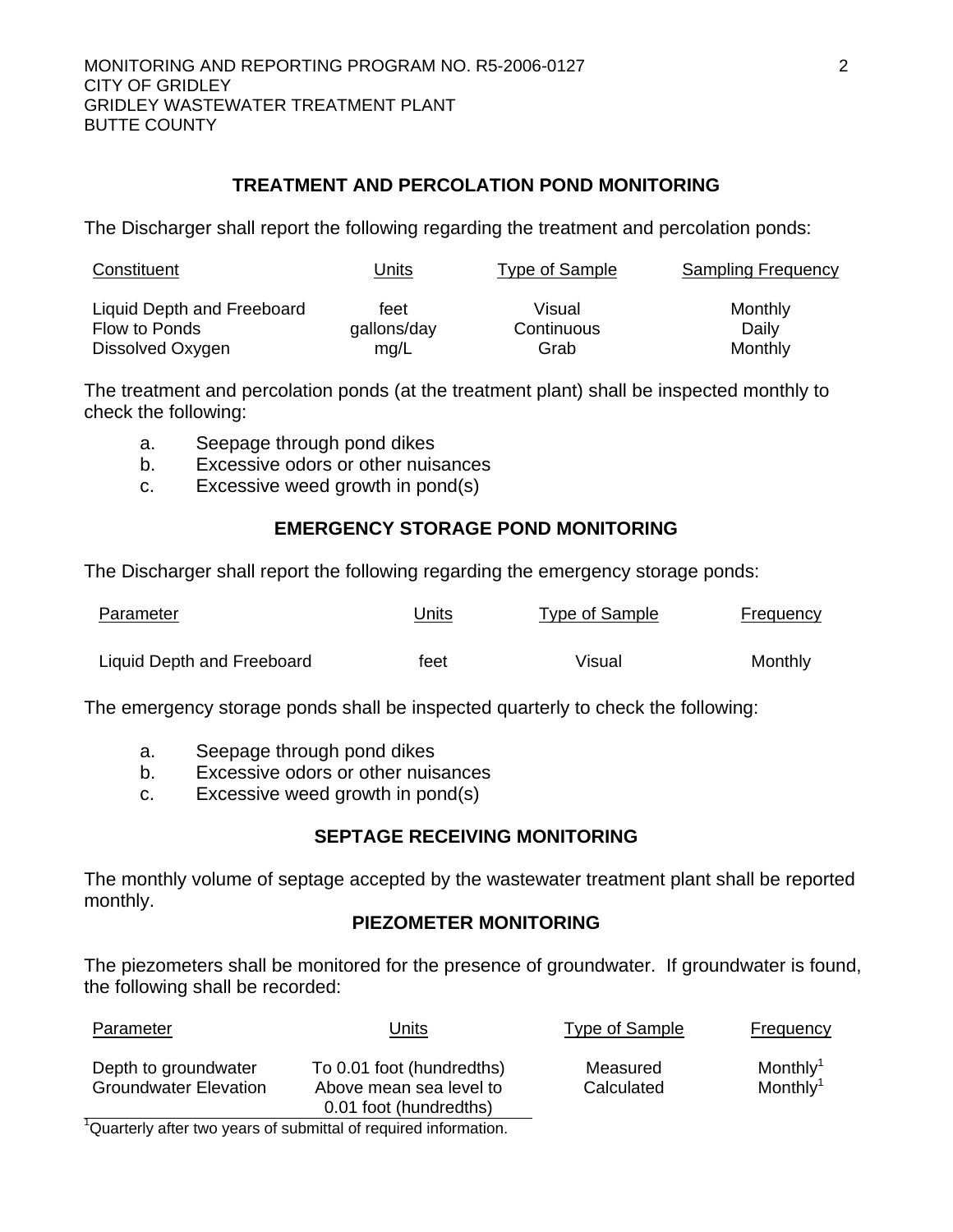## TREATMENT AND PERCOLATION POND MONITORING

The Discharger shall report the following regarding the treatment and percolation ponds:

| Constituent | Units | Type of Sample | Sampling Frequency |
|---|---|---|---|
| Liquid Depth and Freeboard | feet | Visual | Monthly |
| Flow to Ponds | gallons/day | Continuous | Daily |
| Dissolved Oxygen | mg/L | Grab | Monthly |

The treatment and percolation ponds (at the treatment plant) shall be inspected monthly to check the following:

a. Seepage through pond dikes
b. Excessive odors or other nuisances
c. Excessive weed growth in pond(s)

## EMERGENCY STORAGE POND MONITORING

The Discharger shall report the following regarding the emergency storage ponds:

| Parameter | Units | Type of Sample | Frequency |
|---|---|---|---|
| Liquid Depth and Freeboard | feet | Visual | Monthly |

The emergency storage ponds shall be inspected quarterly to check the following:

a. Seepage through pond dikes
b. Excessive odors or other nuisances
c. Excessive weed growth in pond(s)

## SEPTAGE RECEIVING MONITORING

The monthly volume of septage accepted by the wastewater treatment plant shall be reported monthly.

## PIEZOMETER MONITORING

The piezometers shall be monitored for the presence of groundwater. If groundwater is found, the following shall be recorded:

| Parameter | Units | Type of Sample | Frequency |
|---|---|---|---|
| Depth to groundwater | To 0.01 foot (hundredths) | Measured | Monthly[1] |
| Groundwater Elevation | Above mean sea level to 0.01 foot (hundredths) | Calculated | Monthly[1] |

[1] Quarterly after two years of submittal of required information.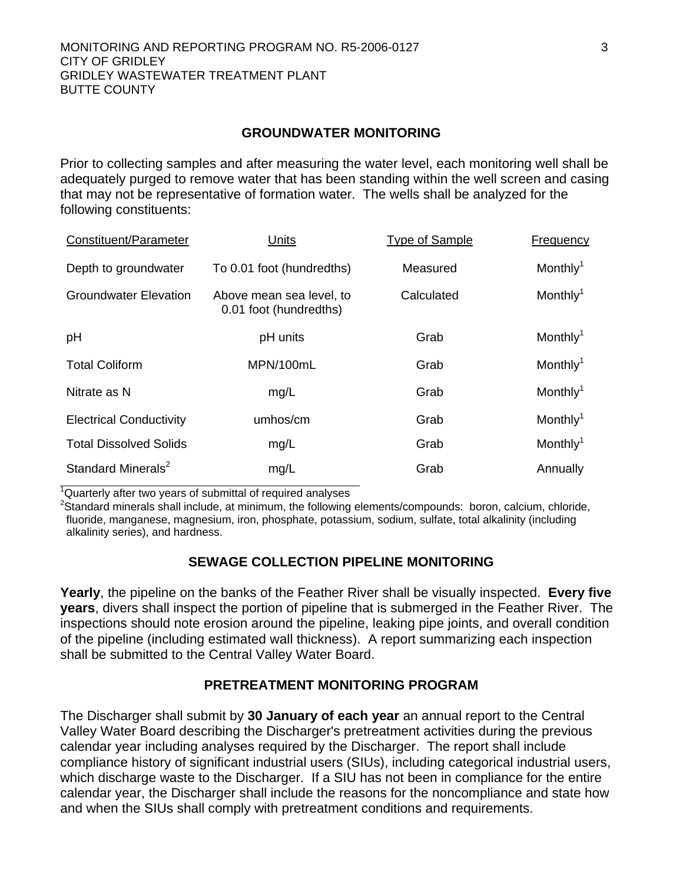## GROUNDWATER MONITORING

Prior to collecting samples and after measuring the water level, each monitoring well shall be adequately purged to remove water that has been standing within the well screen and casing that may not be representative of formation water. The wells shall be analyzed for the following constituents:

| Constituent/Parameter | Units | Type of Sample | Frequency |
|---|---|---|---|
| Depth to groundwater | To 0.01 foot (hundredths) | Measured | Monthly[1] |
| Groundwater Elevation | Above mean sea level, to 0.01 foot (hundredths) | Calculated | Monthly[1] |
| pH | pH units | Grab | Monthly[1] |
| Total Coliform | MPN/100mL | Grab | Monthly[1] |
| Nitrate as N | mg/L | Grab | Monthly[1] |
| Electrical Conductivity | umhos/cm | Grab | Monthly[1] |
| Total Dissolved Solids | mg/L | Grab | Monthly[1] |
| Standard Minerals[2] | mg/L | Grab | Annually |

[1]Quarterly after two years of submittal of required analyses

[2]Standard minerals shall include, at minimum, the following elements/compounds: boron, calcium, chloride, fluoride, manganese, magnesium, iron, phosphate, potassium, sodium, sulfate, total alkalinity (including alkalinity series), and hardness.

## SEWAGE COLLECTION PIPELINE MONITORING

**Yearly**, the pipeline on the banks of the Feather River shall be visually inspected. **Every five years**, divers shall inspect the portion of pipeline that is submerged in the Feather River. The inspections should note erosion around the pipeline, leaking pipe joints, and overall condition of the pipeline (including estimated wall thickness). A report summarizing each inspection shall be submitted to the Central Valley Water Board.

## PRETREATMENT MONITORING PROGRAM

The Discharger shall submit by **30 January of each year** an annual report to the Central Valley Water Board describing the Discharger's pretreatment activities during the previous calendar year including analyses required by the Discharger. The report shall include compliance history of significant industrial users (SIUs), including categorical industrial users, which discharge waste to the Discharger. If a SIU has not been in compliance for the entire calendar year, the Discharger shall include the reasons for the noncompliance and state how and when the SIUs shall comply with pretreatment conditions and requirements.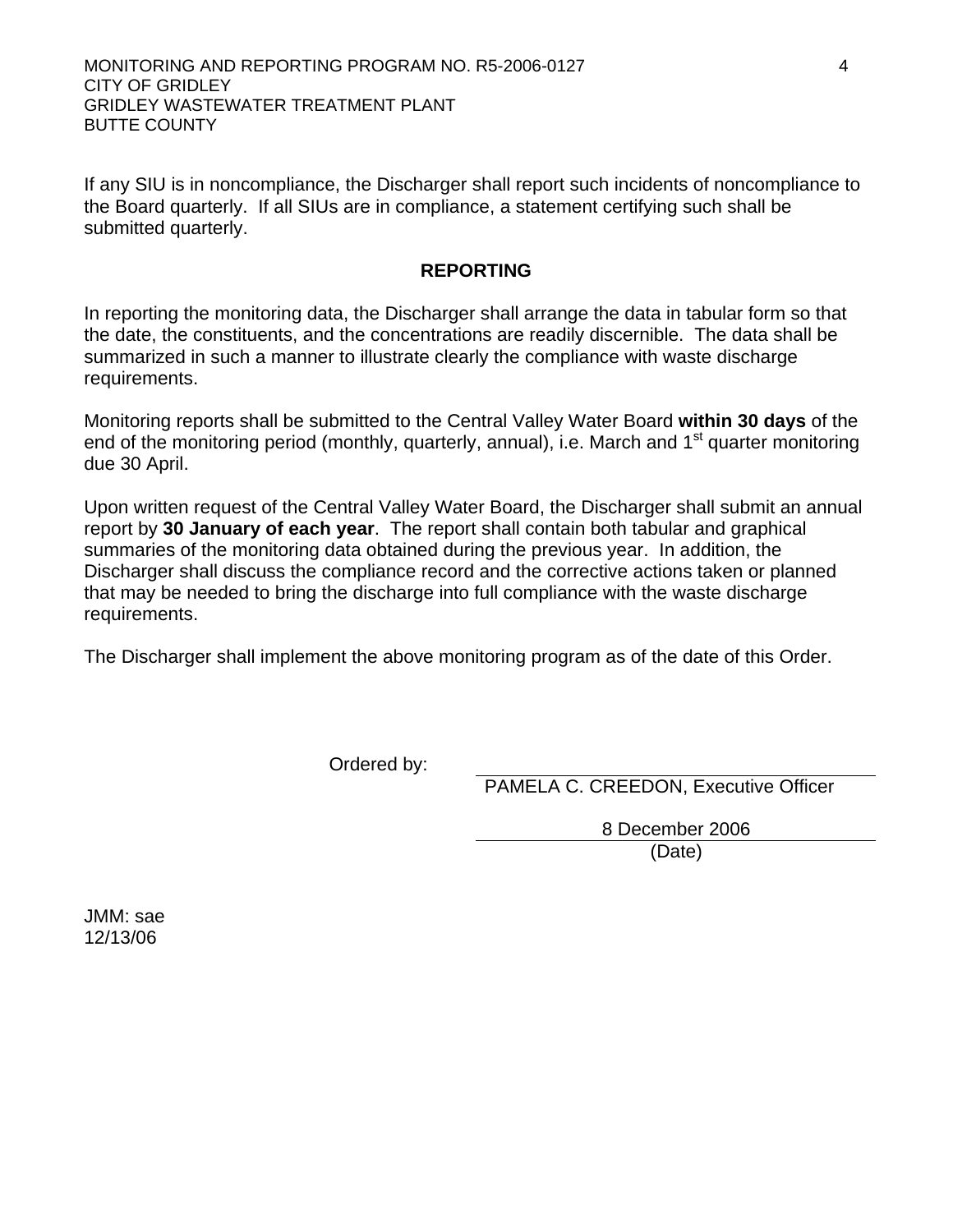If any SIU is in noncompliance, the Discharger shall report such incidents of noncompliance to the Board quarterly. If all SIUs are in compliance, a statement certifying such shall be submitted quarterly.

## REPORTING

In reporting the monitoring data, the Discharger shall arrange the data in tabular form so that the date, the constituents, and the concentrations are readily discernible. The data shall be summarized in such a manner to illustrate clearly the compliance with waste discharge requirements.

Monitoring reports shall be submitted to the Central Valley Water Board **within 30 days** of the end of the monitoring period (monthly, quarterly, annual), i.e. March and 1st quarter monitoring due 30 April.

Upon written request of the Central Valley Water Board, the Discharger shall submit an annual report by **30 January of each year**. The report shall contain both tabular and graphical summaries of the monitoring data obtained during the previous year. In addition, the Discharger shall discuss the compliance record and the corrective actions taken or planned that may be needed to bring the discharge into full compliance with the waste discharge requirements.

The Discharger shall implement the above monitoring program as of the date of this Order.

Ordered by: ______________________________
PAMELA C. CREEDON, Executive Officer

8 December 2006
(Date)

JMM: sae
12/13/06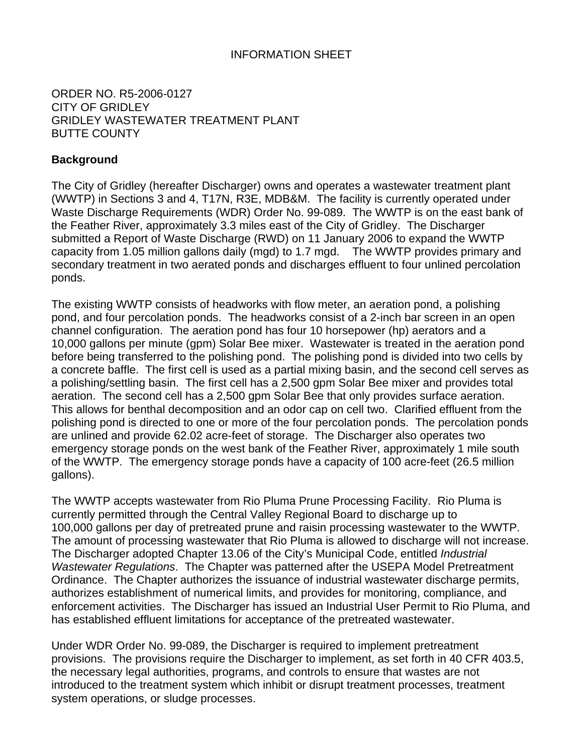INFORMATION SHEET

ORDER NO. R5-2006-0127
CITY OF GRIDLEY
GRIDLEY WASTEWATER TREATMENT PLANT
BUTTE COUNTY

**Background**

The City of Gridley (hereafter Discharger) owns and operates a wastewater treatment plant (WWTP) in Sections 3 and 4, T17N, R3E, MDB&M. The facility is currently operated under Waste Discharge Requirements (WDR) Order No. 99-089. The WWTP is on the east bank of the Feather River, approximately 3.3 miles east of the City of Gridley. The Discharger submitted a Report of Waste Discharge (RWD) on 11 January 2006 to expand the WWTP capacity from 1.05 million gallons daily (mgd) to 1.7 mgd. The WWTP provides primary and secondary treatment in two aerated ponds and discharges effluent to four unlined percolation ponds.

The existing WWTP consists of headworks with flow meter, an aeration pond, a polishing pond, and four percolation ponds. The headworks consist of a 2-inch bar screen in an open channel configuration. The aeration pond has four 10 horsepower (hp) aerators and a 10,000 gallons per minute (gpm) Solar Bee mixer. Wastewater is treated in the aeration pond before being transferred to the polishing pond. The polishing pond is divided into two cells by a concrete baffle. The first cell is used as a partial mixing basin, and the second cell serves as a polishing/settling basin. The first cell has a 2,500 gpm Solar Bee mixer and provides total aeration. The second cell has a 2,500 gpm Solar Bee that only provides surface aeration. This allows for benthal decomposition and an odor cap on cell two. Clarified effluent from the polishing pond is directed to one or more of the four percolation ponds. The percolation ponds are unlined and provide 62.02 acre-feet of storage. The Discharger also operates two emergency storage ponds on the west bank of the Feather River, approximately 1 mile south of the WWTP. The emergency storage ponds have a capacity of 100 acre-feet (26.5 million gallons).

The WWTP accepts wastewater from Rio Pluma Prune Processing Facility. Rio Pluma is currently permitted through the Central Valley Regional Board to discharge up to 100,000 gallons per day of pretreated prune and raisin processing wastewater to the WWTP. The amount of processing wastewater that Rio Pluma is allowed to discharge will not increase. The Discharger adopted Chapter 13.06 of the City's Municipal Code, entitled *Industrial Wastewater Regulations*. The Chapter was patterned after the USEPA Model Pretreatment Ordinance. The Chapter authorizes the issuance of industrial wastewater discharge permits, authorizes establishment of numerical limits, and provides for monitoring, compliance, and enforcement activities. The Discharger has issued an Industrial User Permit to Rio Pluma, and has established effluent limitations for acceptance of the pretreated wastewater.

Under WDR Order No. 99-089, the Discharger is required to implement pretreatment provisions. The provisions require the Discharger to implement, as set forth in 40 CFR 403.5, the necessary legal authorities, programs, and controls to ensure that wastes are not introduced to the treatment system which inhibit or disrupt treatment processes, treatment system operations, or sludge processes.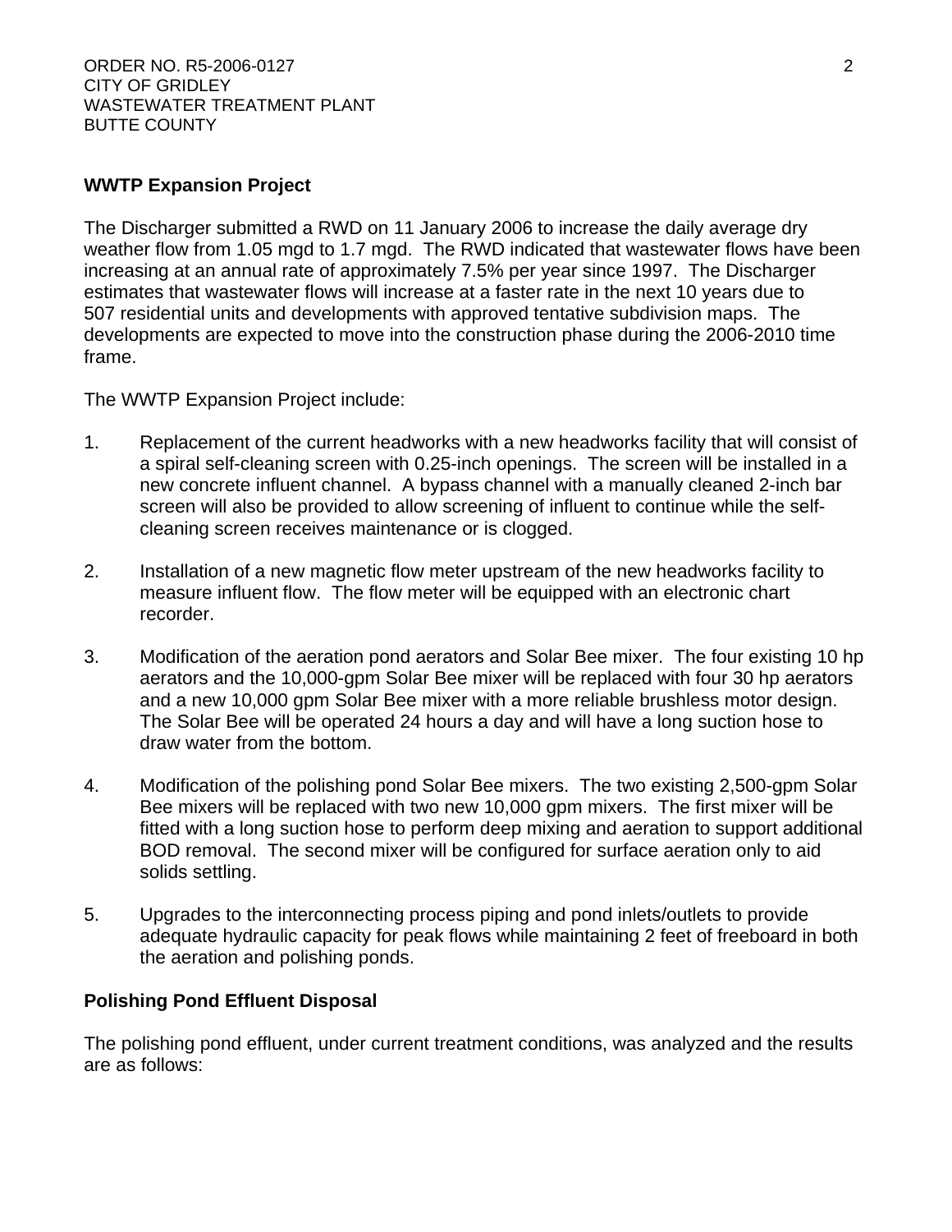**WWTP Expansion Project**

The Discharger submitted a RWD on 11 January 2006 to increase the daily average dry weather flow from 1.05 mgd to 1.7 mgd. The RWD indicated that wastewater flows have been increasing at an annual rate of approximately 7.5% per year since 1997. The Discharger estimates that wastewater flows will increase at a faster rate in the next 10 years due to 507 residential units and developments with approved tentative subdivision maps. The developments are expected to move into the construction phase during the 2006-2010 time frame.

The WWTP Expansion Project include:

1. Replacement of the current headworks with a new headworks facility that will consist of a spiral self-cleaning screen with 0.25-inch openings. The screen will be installed in a new concrete influent channel. A bypass channel with a manually cleaned 2-inch bar screen will also be provided to allow screening of influent to continue while the self-cleaning screen receives maintenance or is clogged.

2. Installation of a new magnetic flow meter upstream of the new headworks facility to measure influent flow. The flow meter will be equipped with an electronic chart recorder.

3. Modification of the aeration pond aerators and Solar Bee mixer. The four existing 10 hp aerators and the 10,000-gpm Solar Bee mixer will be replaced with four 30 hp aerators and a new 10,000 gpm Solar Bee mixer with a more reliable brushless motor design. The Solar Bee will be operated 24 hours a day and will have a long suction hose to draw water from the bottom.

4. Modification of the polishing pond Solar Bee mixers. The two existing 2,500-gpm Solar Bee mixers will be replaced with two new 10,000 gpm mixers. The first mixer will be fitted with a long suction hose to perform deep mixing and aeration to support additional BOD removal. The second mixer will be configured for surface aeration only to aid solids settling.

5. Upgrades to the interconnecting process piping and pond inlets/outlets to provide adequate hydraulic capacity for peak flows while maintaining 2 feet of freeboard in both the aeration and polishing ponds.

**Polishing Pond Effluent Disposal**

The polishing pond effluent, under current treatment conditions, was analyzed and the results are as follows: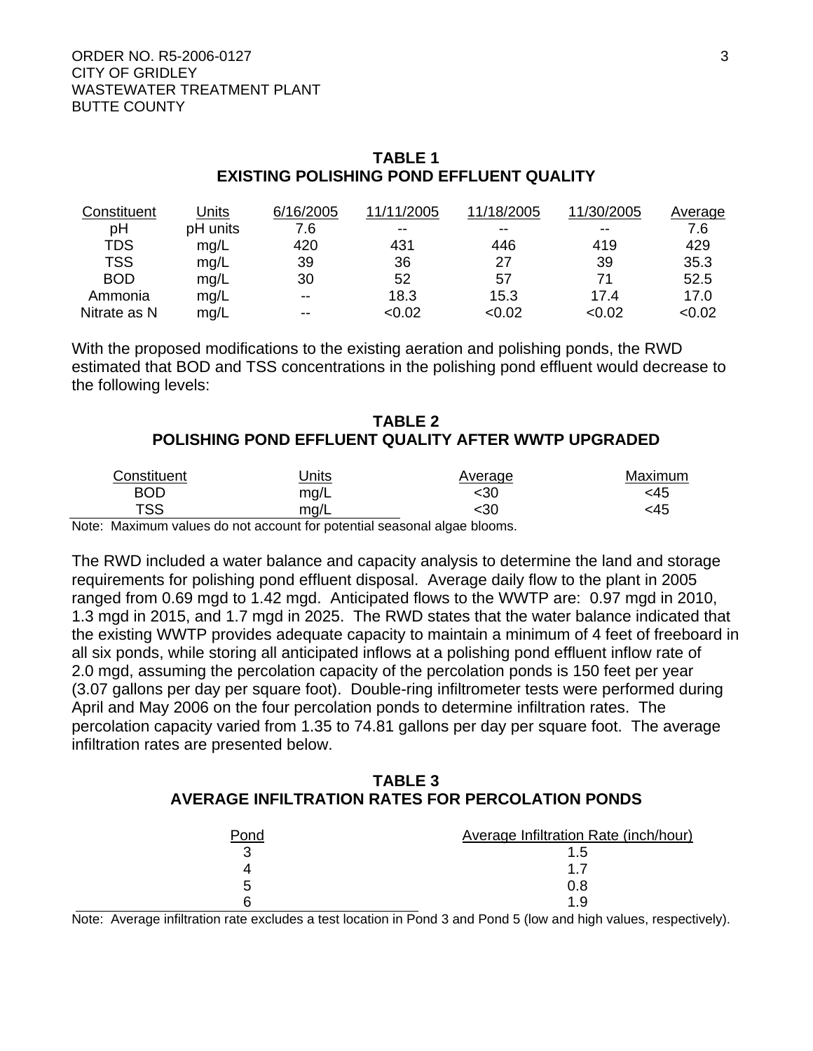**TABLE 1**
**EXISTING POLISHING POND EFFLUENT QUALITY**

| Constituent | Units | 6/16/2005 | 11/11/2005 | 11/18/2005 | 11/30/2005 | Average |
|---|---|---|---|---|---|---|
| pH | pH units | 7.6 | -- | -- | -- | 7.6 |
| TDS | mg/L | 420 | 431 | 446 | 419 | 429 |
| TSS | mg/L | 39 | 36 | 27 | 39 | 35.3 |
| BOD | mg/L | 30 | 52 | 57 | 71 | 52.5 |
| Ammonia | mg/L | -- | 18.3 | 15.3 | 17.4 | 17.0 |
| Nitrate as N | mg/L | -- | <0.02 | <0.02 | <0.02 | <0.02 |

With the proposed modifications to the existing aeration and polishing ponds, the RWD estimated that BOD and TSS concentrations in the polishing pond effluent would decrease to the following levels:

**TABLE 2**
**POLISHING POND EFFLUENT QUALITY AFTER WWTP UPGRADED**

| Constituent | Units | Average | Maximum |
|---|---|---|---|
| BOD | mg/L | <30 | <45 |
| TSS | mg/L | <30 | <45 |

Note: Maximum values do not account for potential seasonal algae blooms.

The RWD included a water balance and capacity analysis to determine the land and storage requirements for polishing pond effluent disposal. Average daily flow to the plant in 2005 ranged from 0.69 mgd to 1.42 mgd. Anticipated flows to the WWTP are: 0.97 mgd in 2010, 1.3 mgd in 2015, and 1.7 mgd in 2025. The RWD states that the water balance indicated that the existing WWTP provides adequate capacity to maintain a minimum of 4 feet of freeboard in all six ponds, while storing all anticipated inflows at a polishing pond effluent inflow rate of 2.0 mgd, assuming the percolation capacity of the percolation ponds is 150 feet per year (3.07 gallons per day per square foot). Double-ring infiltrometer tests were performed during April and May 2006 on the four percolation ponds to determine infiltration rates. The percolation capacity varied from 1.35 to 74.81 gallons per day per square foot. The average infiltration rates are presented below.

**TABLE 3**
**AVERAGE INFILTRATION RATES FOR PERCOLATION PONDS**

| Pond | Average Infiltration Rate (inch/hour) |
|---|---|
| 3 | 1.5 |
| 4 | 1.7 |
| 5 | 0.8 |
| 6 | 1.9 |

Note: Average infiltration rate excludes a test location in Pond 3 and Pond 5 (low and high values, respectively).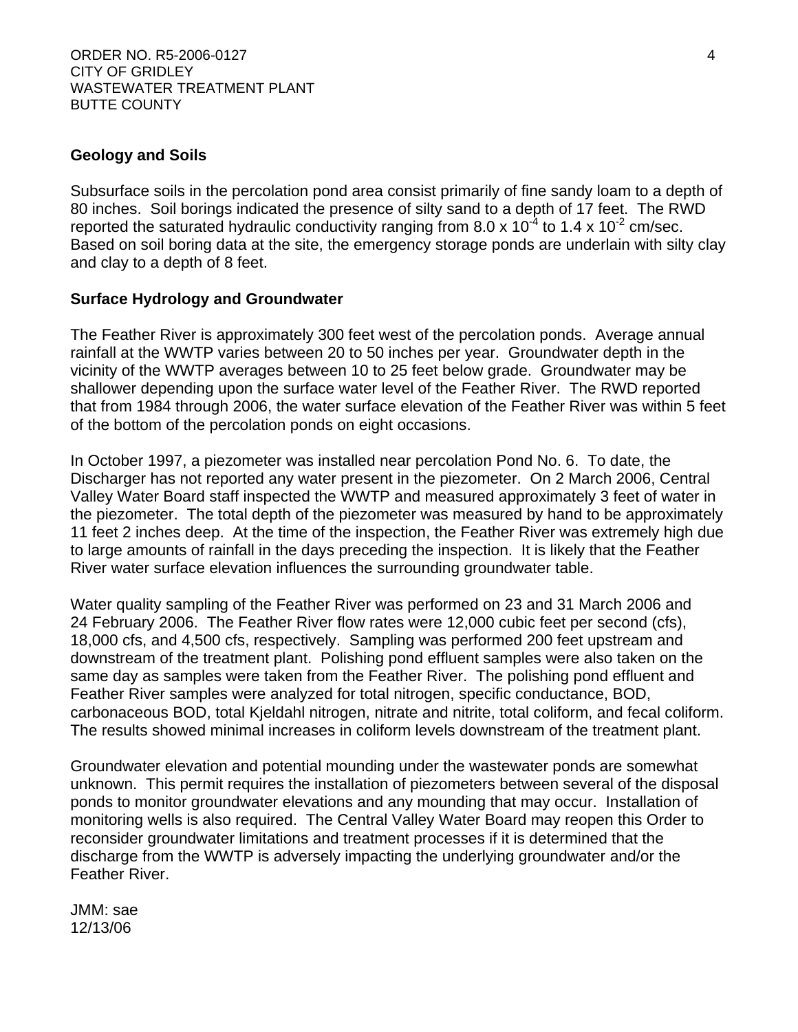## Geology and Soils

Subsurface soils in the percolation pond area consist primarily of fine sandy loam to a depth of 80 inches. Soil borings indicated the presence of silty sand to a depth of 17 feet. The RWD reported the saturated hydraulic conductivity ranging from $8.0 \times 10^{-4}$ to $1.4 \times 10^{-2}$ cm/sec. Based on soil boring data at the site, the emergency storage ponds are underlain with silty clay and clay to a depth of 8 feet.

## Surface Hydrology and Groundwater

The Feather River is approximately 300 feet west of the percolation ponds. Average annual rainfall at the WWTP varies between 20 to 50 inches per year. Groundwater depth in the vicinity of the WWTP averages between 10 to 25 feet below grade. Groundwater may be shallower depending upon the surface water level of the Feather River. The RWD reported that from 1984 through 2006, the water surface elevation of the Feather River was within 5 feet of the bottom of the percolation ponds on eight occasions.

In October 1997, a piezometer was installed near percolation Pond No. 6. To date, the Discharger has not reported any water present in the piezometer. On 2 March 2006, Central Valley Water Board staff inspected the WWTP and measured approximately 3 feet of water in the piezometer. The total depth of the piezometer was measured by hand to be approximately 11 feet 2 inches deep. At the time of the inspection, the Feather River was extremely high due to large amounts of rainfall in the days preceding the inspection. It is likely that the Feather River water surface elevation influences the surrounding groundwater table.

Water quality sampling of the Feather River was performed on 23 and 31 March 2006 and 24 February 2006. The Feather River flow rates were 12,000 cubic feet per second (cfs), 18,000 cfs, and 4,500 cfs, respectively. Sampling was performed 200 feet upstream and downstream of the treatment plant. Polishing pond effluent samples were also taken on the same day as samples were taken from the Feather River. The polishing pond effluent and Feather River samples were analyzed for total nitrogen, specific conductance, BOD, carbonaceous BOD, total Kjeldahl nitrogen, nitrate and nitrite, total coliform, and fecal coliform. The results showed minimal increases in coliform levels downstream of the treatment plant.

Groundwater elevation and potential mounding under the wastewater ponds are somewhat unknown. This permit requires the installation of piezometers between several of the disposal ponds to monitor groundwater elevations and any mounding that may occur. Installation of monitoring wells is also required. The Central Valley Water Board may reopen this Order to reconsider groundwater limitations and treatment processes if it is determined that the discharge from the WWTP is adversely impacting the underlying groundwater and/or the Feather River.

JMM: sae
12/13/06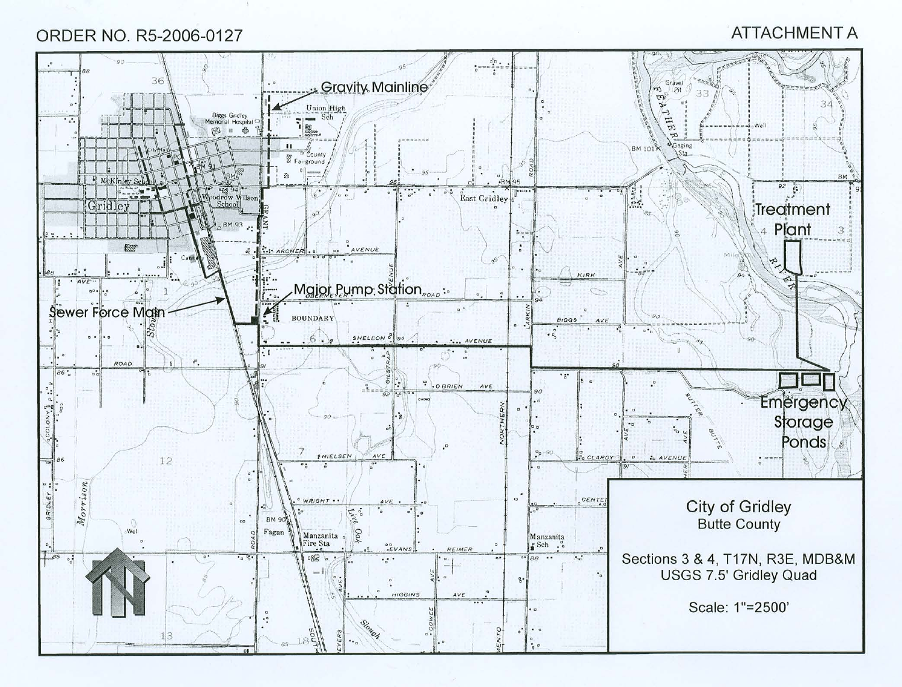ORDER NO. R5-2006-0127

ATTACHMENT A

Gravity Mainline

Major Pump Station

Sewer Force Main

Treatment Plant

Emergency Storage Ponds

City of Gridley
Butte County

Sections 3 & 4, T17N, R3E, MDB&M
USGS 7.5' Gridley Quad

Scale: 1"=2500'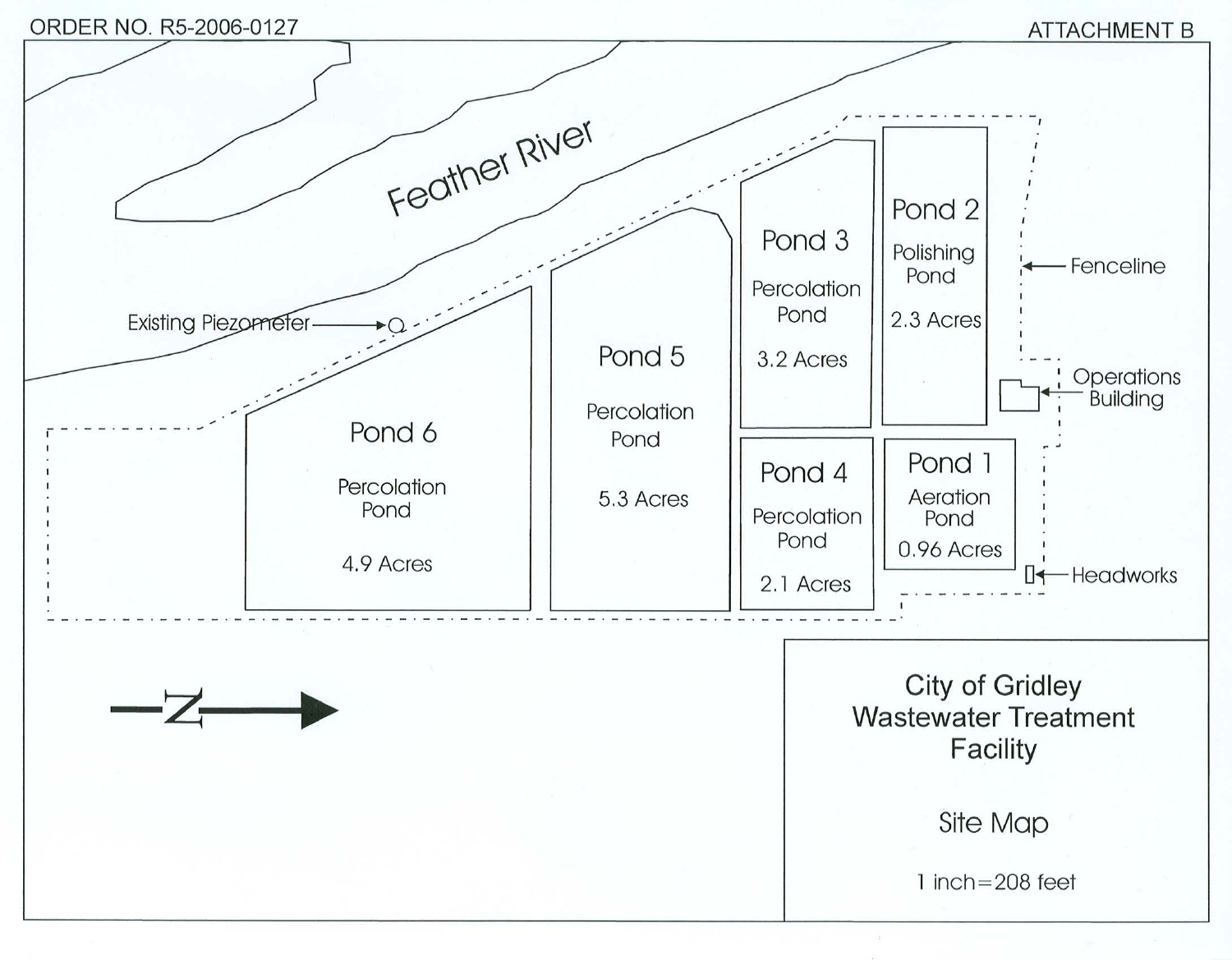ORDER NO. R5-2006-0127

ATTACHMENT B

Feather River

Existing Piezometer

Pond 6
Percolation Pond
4.9 Acres

Pond 5
Percolation Pond
5.3 Acres

Pond 3
Percolation Pond
3.2 Acres

Pond 4
Percolation Pond
2.1 Acres

Pond 2
Polishing Pond
2.3 Acres

Pond 1
Aeration Pond
0.96 Acres

Fenceline

Operations Building

Headworks

N

City of Gridley
Wastewater Treatment Facility

Site Map

1 inch=208 feet